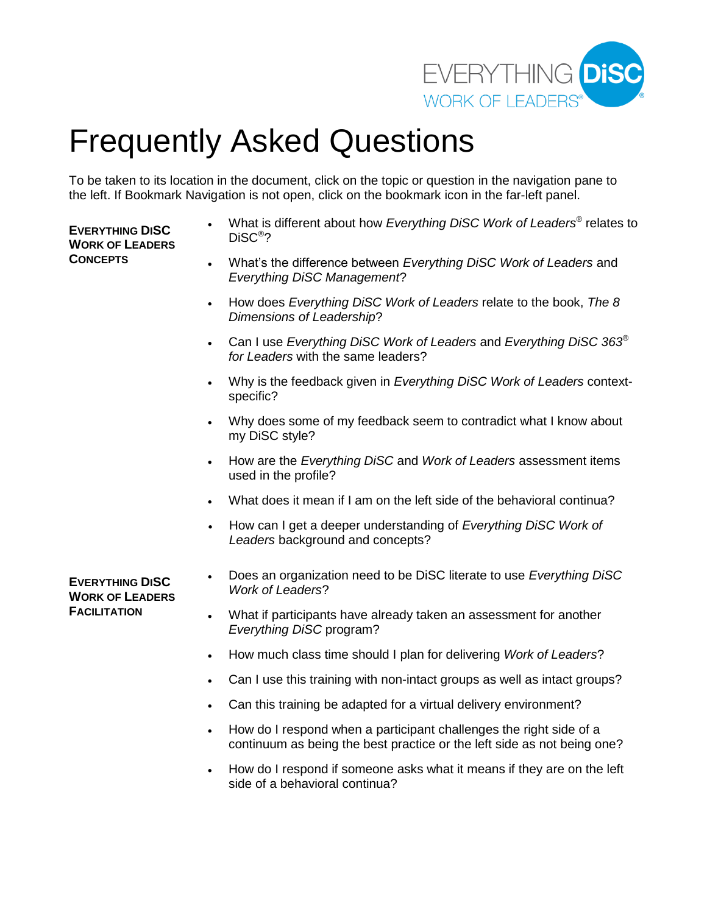# Frequently Asked Questions

To be taken to its location in the document, click on the topic or question in the navigation pane to the left. If Bookmark Navigation is not open, click on the bookmark icon in the far-left panel.

**EVERYTHING DiSC WORK OF LEADERS CONCEPTS**

- What is different about how *Everything DiSC Work of Leaders*® relates to DiSC®?
- What's the difference between *Everything DiSC Work of Leaders* and *Everything DiSC Management*?
- How does *Everything DiSC Work of Leaders* relate to the book, *The 8 Dimensions of Leadership*?
- Can I use *Everything DiSC Work of Leaders* and *Everything DiSC 363® for Leaders* with the same leaders?
- Why is the feedback given in *Everything DiSC Work of Leaders* context-specific?
- Why does some of my feedback seem to contradict what I know about my DiSC style?
- How are the *Everything DiSC* and *Work of Leaders* assessment items used in the profile?
- What does it mean if I am on the left side of the behavioral continua?
- How can I get a deeper understanding of *Everything DiSC Work of Leaders* background and concepts?

**EVERYTHING DiSC WORK OF LEADERS FACILITATION**

- Does an organization need to be DiSC literate to use *Everything DiSC Work of Leaders*?
- What if participants have already taken an assessment for another *Everything DiSC* program?
- How much class time should I plan for delivering *Work of Leaders*?
- Can I use this training with non-intact groups as well as intact groups?
- Can this training be adapted for a virtual delivery environment?
- How do I respond when a participant challenges the right side of a continuum as being the best practice or the left side as not being one?
- How do I respond if someone asks what it means if they are on the left side of a behavioral continua?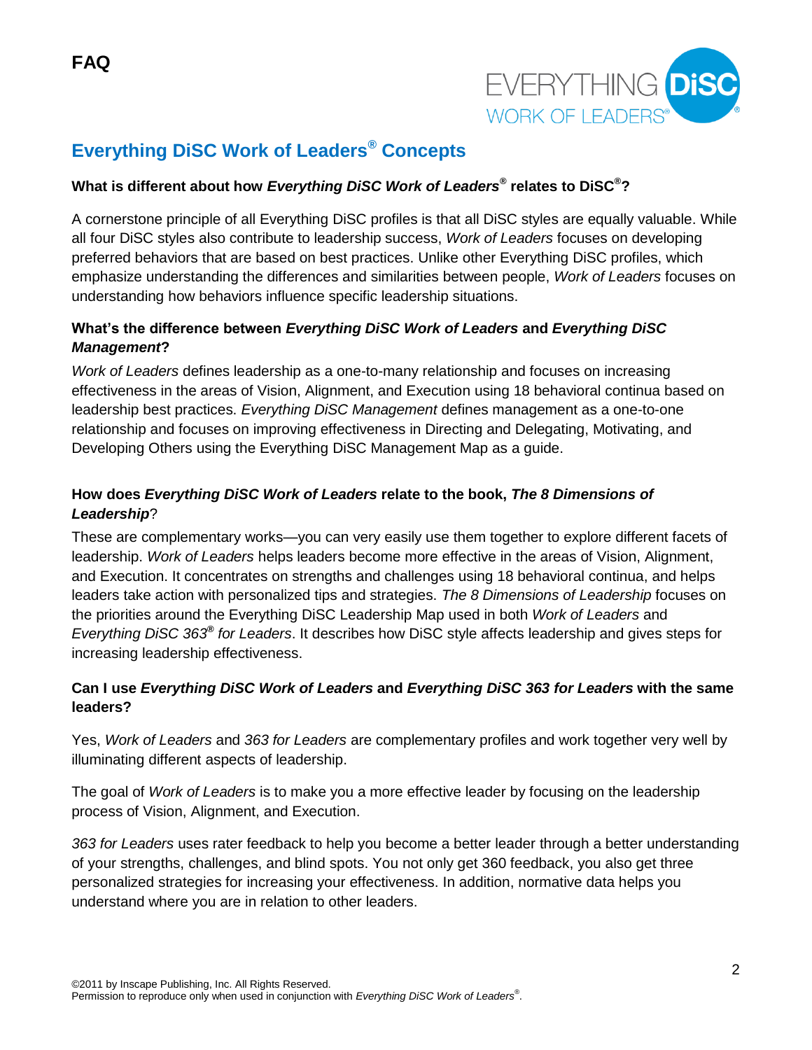# FAQ

## Everything DiSC Work of Leaders® Concepts

### What is different about how *Everything DiSC Work of Leaders®* relates to DiSC®?

A cornerstone principle of all Everything DiSC profiles is that all DiSC styles are equally valuable. While all four DiSC styles also contribute to leadership success, *Work of Leaders* focuses on developing preferred behaviors that are based on best practices. Unlike other Everything DiSC profiles, which emphasize understanding the differences and similarities between people, *Work of Leaders* focuses on understanding how behaviors influence specific leadership situations.

### What's the difference between *Everything DiSC Work of Leaders* and *Everything DiSC Management*?

*Work of Leaders* defines leadership as a one-to-many relationship and focuses on increasing effectiveness in the areas of Vision, Alignment, and Execution using 18 behavioral continua based on leadership best practices. *Everything DiSC Management* defines management as a one-to-one relationship and focuses on improving effectiveness in Directing and Delegating, Motivating, and Developing Others using the Everything DiSC Management Map as a guide.

### How does *Everything DiSC Work of Leaders* relate to the book, *The 8 Dimensions of Leadership*?

These are complementary works—you can very easily use them together to explore different facets of leadership. *Work of Leaders* helps leaders become more effective in the areas of Vision, Alignment, and Execution. It concentrates on strengths and challenges using 18 behavioral continua, and helps leaders take action with personalized tips and strategies. *The 8 Dimensions of Leadership* focuses on the priorities around the Everything DiSC Leadership Map used in both *Work of Leaders* and *Everything DiSC 363® for Leaders*. It describes how DiSC style affects leadership and gives steps for increasing leadership effectiveness.

### Can I use *Everything DiSC Work of Leaders* and *Everything DiSC 363 for Leaders* with the same leaders?

Yes, *Work of Leaders* and *363 for Leaders* are complementary profiles and work together very well by illuminating different aspects of leadership.

The goal of *Work of Leaders* is to make you a more effective leader by focusing on the leadership process of Vision, Alignment, and Execution.

*363 for Leaders* uses rater feedback to help you become a better leader through a better understanding of your strengths, challenges, and blind spots. You not only get 360 feedback, you also get three personalized strategies for increasing your effectiveness. In addition, normative data helps you understand where you are in relation to other leaders.

©2011 by Inscape Publishing, Inc. All Rights Reserved.
Permission to reproduce only when used in conjunction with *Everything DiSC Work of Leaders®*.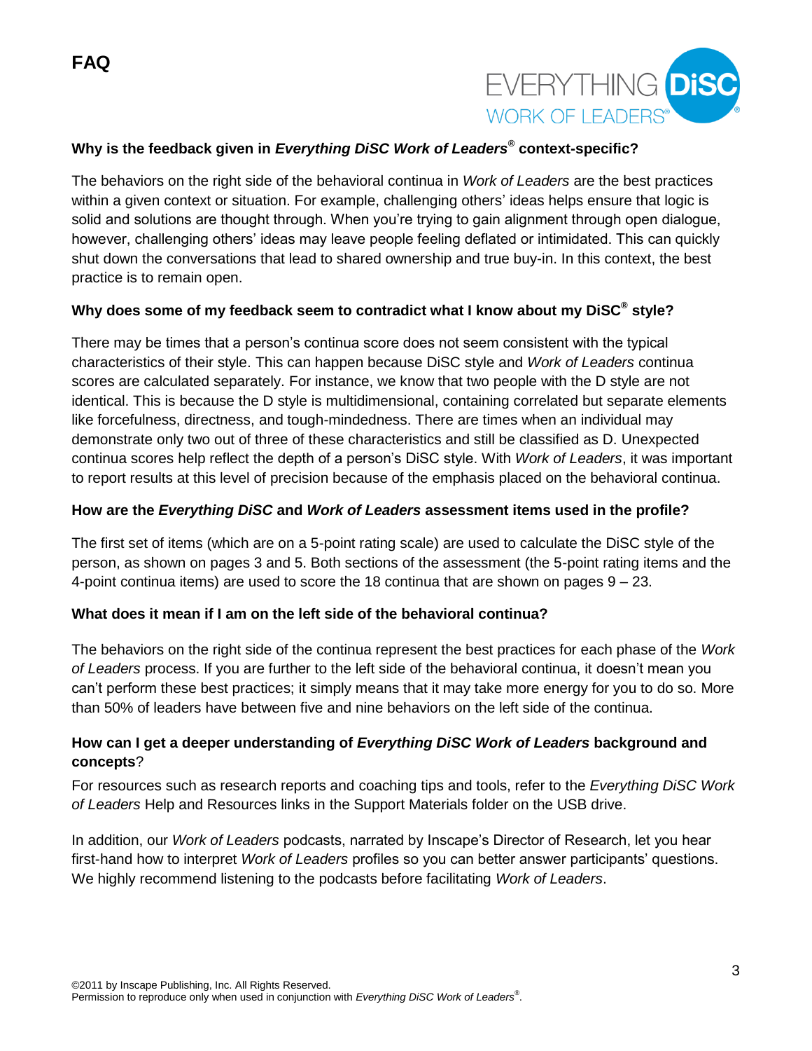# FAQ

### Why is the feedback given in *Everything DiSC Work of Leaders*® context-specific?

The behaviors on the right side of the behavioral continua in *Work of Leaders* are the best practices within a given context or situation. For example, challenging others' ideas helps ensure that logic is solid and solutions are thought through. When you're trying to gain alignment through open dialogue, however, challenging others' ideas may leave people feeling deflated or intimidated. This can quickly shut down the conversations that lead to shared ownership and true buy-in. In this context, the best practice is to remain open.

### Why does some of my feedback seem to contradict what I know about my DiSC® style?

There may be times that a person's continua score does not seem consistent with the typical characteristics of their style. This can happen because DiSC style and *Work of Leaders* continua scores are calculated separately. For instance, we know that two people with the D style are not identical. This is because the D style is multidimensional, containing correlated but separate elements like forcefulness, directness, and tough-mindedness. There are times when an individual may demonstrate only two out of three of these characteristics and still be classified as D. Unexpected continua scores help reflect the depth of a person's DiSC style. With *Work of Leaders*, it was important to report results at this level of precision because of the emphasis placed on the behavioral continua.

### How are the *Everything DiSC* and *Work of Leaders* assessment items used in the profile?

The first set of items (which are on a 5-point rating scale) are used to calculate the DiSC style of the person, as shown on pages 3 and 5. Both sections of the assessment (the 5-point rating items and the 4-point continua items) are used to score the 18 continua that are shown on pages 9 – 23.

### What does it mean if I am on the left side of the behavioral continua?

The behaviors on the right side of the continua represent the best practices for each phase of the *Work of Leaders* process. If you are further to the left side of the behavioral continua, it doesn't mean you can't perform these best practices; it simply means that it may take more energy for you to do so. More than 50% of leaders have between five and nine behaviors on the left side of the continua.

### How can I get a deeper understanding of *Everything DiSC Work of Leaders* background and concepts?

For resources such as research reports and coaching tips and tools, refer to the *Everything DiSC Work of Leaders* Help and Resources links in the Support Materials folder on the USB drive.

In addition, our *Work of Leaders* podcasts, narrated by Inscape's Director of Research, let you hear first-hand how to interpret *Work of Leaders* profiles so you can better answer participants' questions. We highly recommend listening to the podcasts before facilitating *Work of Leaders*.

©2011 by Inscape Publishing, Inc. All Rights Reserved.
Permission to reproduce only when used in conjunction with *Everything DiSC Work of Leaders*®.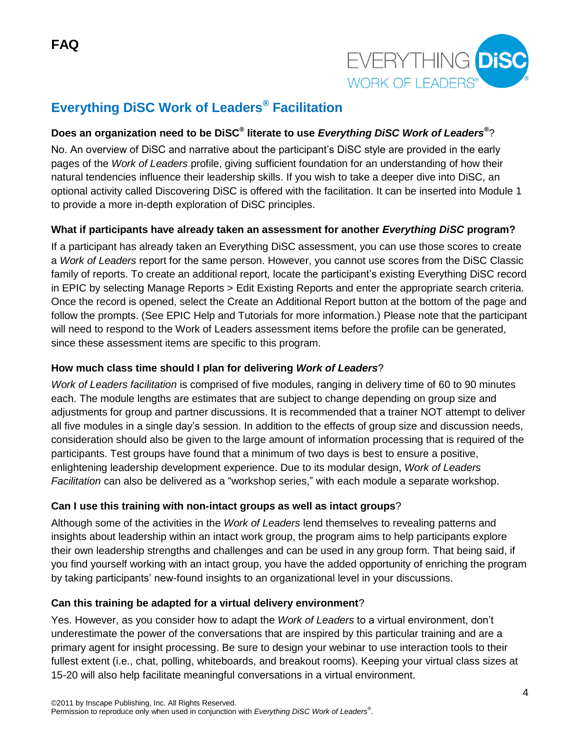FAQ

## Everything DiSC Work of Leaders® Facilitation

### Does an organization need to be DiSC® literate to use *Everything DiSC Work of Leaders®*?

No. An overview of DiSC and narrative about the participant's DiSC style are provided in the early pages of the *Work of Leaders* profile, giving sufficient foundation for an understanding of how their natural tendencies influence their leadership skills. If you wish to take a deeper dive into DiSC, an optional activity called Discovering DiSC is offered with the facilitation. It can be inserted into Module 1 to provide a more in-depth exploration of DiSC principles.

### What if participants have already taken an assessment for another *Everything DiSC* program?

If a participant has already taken an Everything DiSC assessment, you can use those scores to create a *Work of Leaders* report for the same person. However, you cannot use scores from the DiSC Classic family of reports. To create an additional report, locate the participant's existing Everything DiSC record in EPIC by selecting Manage Reports > Edit Existing Reports and enter the appropriate search criteria. Once the record is opened, select the Create an Additional Report button at the bottom of the page and follow the prompts. (See EPIC Help and Tutorials for more information.) Please note that the participant will need to respond to the Work of Leaders assessment items before the profile can be generated, since these assessment items are specific to this program.

### How much class time should I plan for delivering *Work of Leaders*?

*Work of Leaders facilitation* is comprised of five modules, ranging in delivery time of 60 to 90 minutes each. The module lengths are estimates that are subject to change depending on group size and adjustments for group and partner discussions. It is recommended that a trainer NOT attempt to deliver all five modules in a single day's session. In addition to the effects of group size and discussion needs, consideration should also be given to the large amount of information processing that is required of the participants. Test groups have found that a minimum of two days is best to ensure a positive, enlightening leadership development experience. Due to its modular design, *Work of Leaders Facilitation* can also be delivered as a "workshop series," with each module a separate workshop.

### Can I use this training with non-intact groups as well as intact groups?

Although some of the activities in the *Work of Leaders* lend themselves to revealing patterns and insights about leadership within an intact work group, the program aims to help participants explore their own leadership strengths and challenges and can be used in any group form. That being said, if you find yourself working with an intact group, you have the added opportunity of enriching the program by taking participants' new-found insights to an organizational level in your discussions.

### Can this training be adapted for a virtual delivery environment?

Yes. However, as you consider how to adapt the *Work of Leaders* to a virtual environment, don't underestimate the power of the conversations that are inspired by this particular training and are a primary agent for insight processing. Be sure to design your webinar to use interaction tools to their fullest extent (i.e., chat, polling, whiteboards, and breakout rooms). Keeping your virtual class sizes at 15-20 will also help facilitate meaningful conversations in a virtual environment.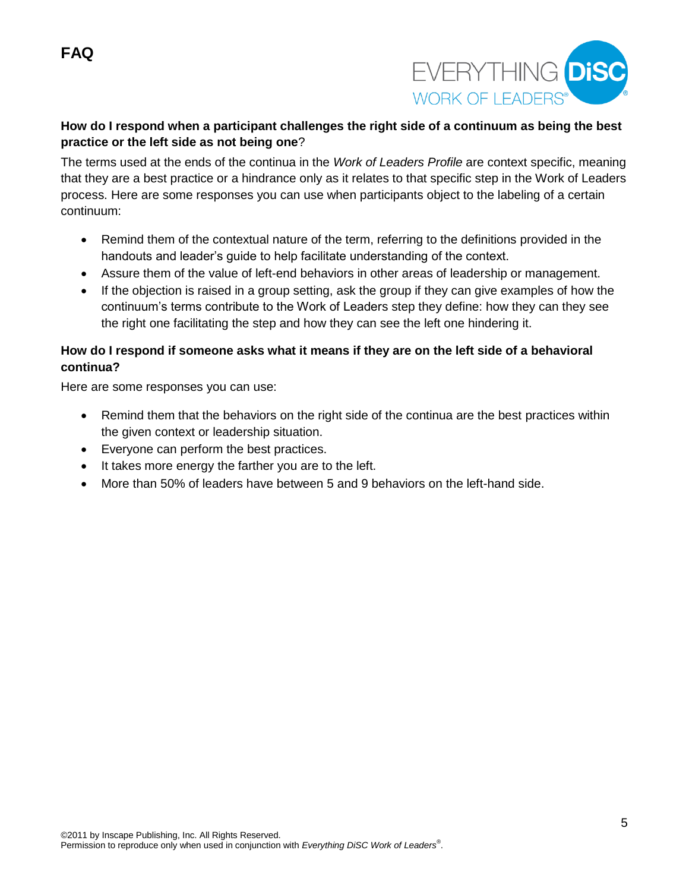# FAQ

**How do I respond when a participant challenges the right side of a continuum as being the best practice or the left side as not being one?**

The terms used at the ends of the continua in the *Work of Leaders Profile* are context specific, meaning that they are a best practice or a hindrance only as it relates to that specific step in the Work of Leaders process. Here are some responses you can use when participants object to the labeling of a certain continuum:

- Remind them of the contextual nature of the term, referring to the definitions provided in the handouts and leader's guide to help facilitate understanding of the context.
- Assure them of the value of left-end behaviors in other areas of leadership or management.
- If the objection is raised in a group setting, ask the group if they can give examples of how the continuum's terms contribute to the Work of Leaders step they define: how they can they see the right one facilitating the step and how they can see the left one hindering it.

**How do I respond if someone asks what it means if they are on the left side of a behavioral continua?**

Here are some responses you can use:

- Remind them that the behaviors on the right side of the continua are the best practices within the given context or leadership situation.
- Everyone can perform the best practices.
- It takes more energy the farther you are to the left.
- More than 50% of leaders have between 5 and 9 behaviors on the left-hand side.

©2011 by Inscape Publishing, Inc. All Rights Reserved.
Permission to reproduce only when used in conjunction with *Everything DiSC Work of Leaders®*.